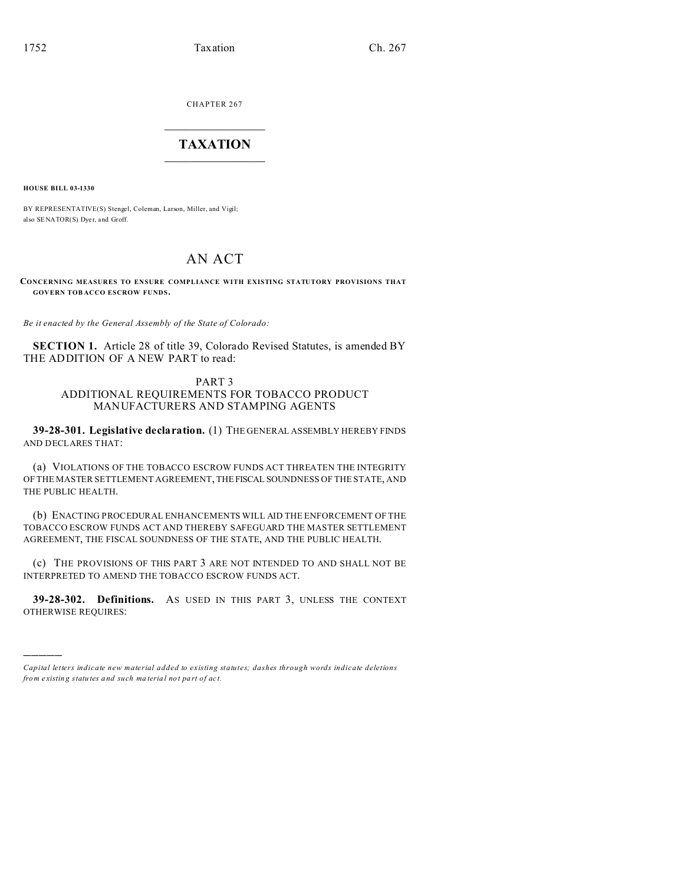CHAPTER 267

# TAXATION

**HOUSE BILL 03-1330**

BY REPRESENTATIVE(S) Stengel, Coleman, Larson, Miller, and Vigil;
also SENATOR(S) Dyer, and Groff.

# AN ACT

**CONCERNING MEASURES TO ENSURE COMPLIANCE WITH EXISTING STATUTORY PROVISIONS THAT GOVERN TOBACCO ESCROW FUNDS.**

*Be it enacted by the General Assembly of the State of Colorado:*

**SECTION 1.** Article 28 of title 39, Colorado Revised Statutes, is amended BY THE ADDITION OF A NEW PART to read:

PART 3
ADDITIONAL REQUIREMENTS FOR TOBACCO PRODUCT MANUFACTURERS AND STAMPING AGENTS

**39-28-301. Legislative declaration.** (1) THE GENERAL ASSEMBLY HEREBY FINDS AND DECLARES THAT:

(a) VIOLATIONS OF THE TOBACCO ESCROW FUNDS ACT THREATEN THE INTEGRITY OF THE MASTER SETTLEMENT AGREEMENT, THE FISCAL SOUNDNESS OF THE STATE, AND THE PUBLIC HEALTH.

(b) ENACTING PROCEDURAL ENHANCEMENTS WILL AID THE ENFORCEMENT OF THE TOBACCO ESCROW FUNDS ACT AND THEREBY SAFEGUARD THE MASTER SETTLEMENT AGREEMENT, THE FISCAL SOUNDNESS OF THE STATE, AND THE PUBLIC HEALTH.

(c) THE PROVISIONS OF THIS PART 3 ARE NOT INTENDED TO AND SHALL NOT BE INTERPRETED TO AMEND THE TOBACCO ESCROW FUNDS ACT.

**39-28-302. Definitions.** AS USED IN THIS PART 3, UNLESS THE CONTEXT OTHERWISE REQUIRES:

---

*Capital letters indicate new material added to existing statutes; dashes through words indicate deletions from existing statutes and such material not part of act.*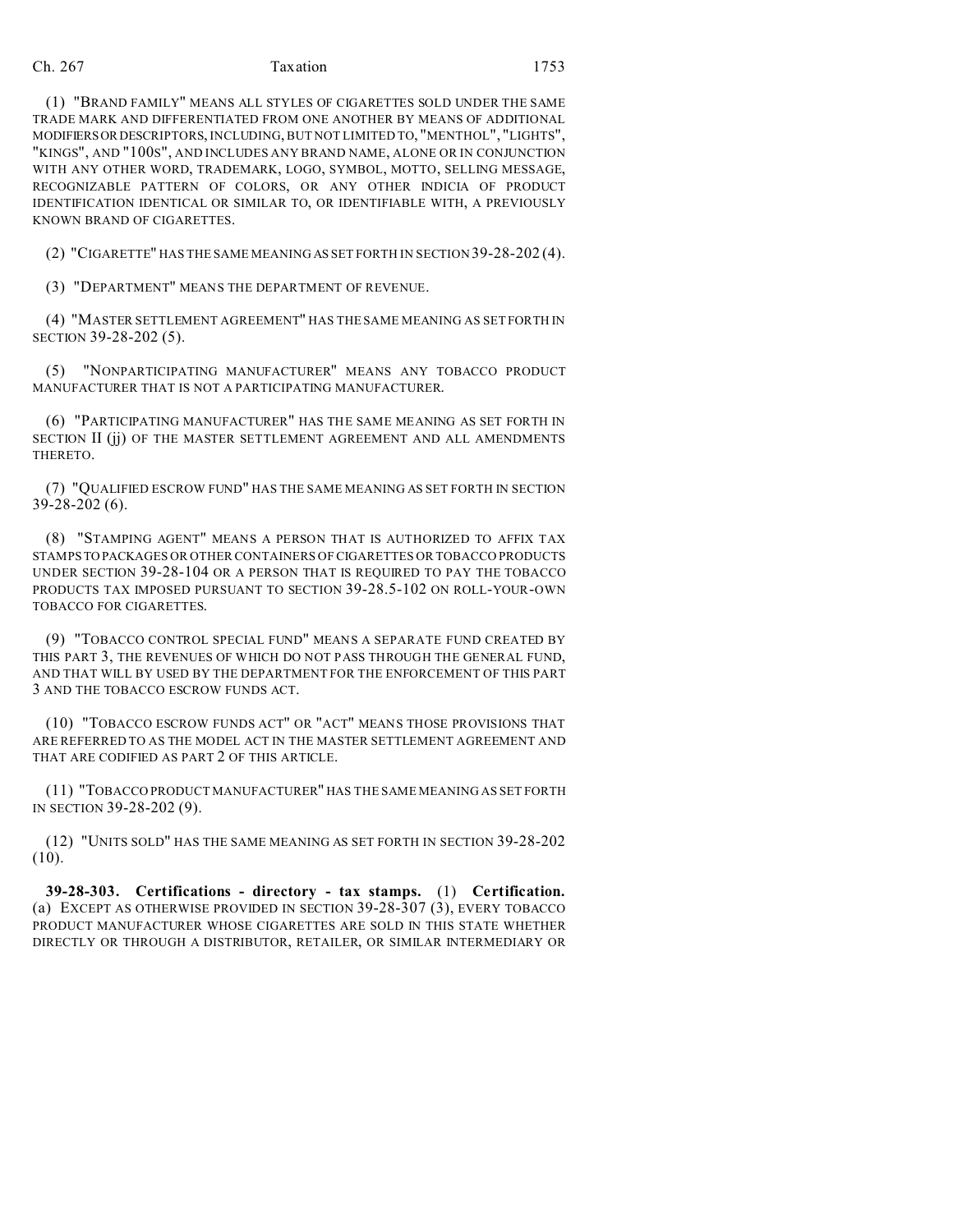(1) "BRAND FAMILY" MEANS ALL STYLES OF CIGARETTES SOLD UNDER THE SAME TRADE MARK AND DIFFERENTIATED FROM ONE ANOTHER BY MEANS OF ADDITIONAL MODIFIERS OR DESCRIPTORS, INCLUDING, BUT NOT LIMITED TO, "MENTHOL", "LIGHTS", "KINGS", AND "100S", AND INCLUDES ANY BRAND NAME, ALONE OR IN CONJUNCTION WITH ANY OTHER WORD, TRADEMARK, LOGO, SYMBOL, MOTTO, SELLING MESSAGE, RECOGNIZABLE PATTERN OF COLORS, OR ANY OTHER INDICIA OF PRODUCT IDENTIFICATION IDENTICAL OR SIMILAR TO, OR IDENTIFIABLE WITH, A PREVIOUSLY KNOWN BRAND OF CIGARETTES.

(2) "CIGARETTE" HAS THE SAME MEANING AS SET FORTH IN SECTION 39-28-202 (4).

(3) "DEPARTMENT" MEANS THE DEPARTMENT OF REVENUE.

(4) "MASTER SETTLEMENT AGREEMENT" HAS THE SAME MEANING AS SET FORTH IN SECTION 39-28-202 (5).

(5) "NONPARTICIPATING MANUFACTURER" MEANS ANY TOBACCO PRODUCT MANUFACTURER THAT IS NOT A PARTICIPATING MANUFACTURER.

(6) "PARTICIPATING MANUFACTURER" HAS THE SAME MEANING AS SET FORTH IN SECTION II (jj) OF THE MASTER SETTLEMENT AGREEMENT AND ALL AMENDMENTS THERETO.

(7) "QUALIFIED ESCROW FUND" HAS THE SAME MEANING AS SET FORTH IN SECTION 39-28-202 (6).

(8) "STAMPING AGENT" MEANS A PERSON THAT IS AUTHORIZED TO AFFIX TAX STAMPS TO PACKAGES OR OTHER CONTAINERS OF CIGARETTES OR TOBACCO PRODUCTS UNDER SECTION 39-28-104 OR A PERSON THAT IS REQUIRED TO PAY THE TOBACCO PRODUCTS TAX IMPOSED PURSUANT TO SECTION 39-28.5-102 ON ROLL-YOUR-OWN TOBACCO FOR CIGARETTES.

(9) "TOBACCO CONTROL SPECIAL FUND" MEANS A SEPARATE FUND CREATED BY THIS PART 3, THE REVENUES OF WHICH DO NOT PASS THROUGH THE GENERAL FUND, AND THAT WILL BY USED BY THE DEPARTMENT FOR THE ENFORCEMENT OF THIS PART 3 AND THE TOBACCO ESCROW FUNDS ACT.

(10) "TOBACCO ESCROW FUNDS ACT" OR "ACT" MEANS THOSE PROVISIONS THAT ARE REFERRED TO AS THE MODEL ACT IN THE MASTER SETTLEMENT AGREEMENT AND THAT ARE CODIFIED AS PART 2 OF THIS ARTICLE.

(11) "TOBACCO PRODUCT MANUFACTURER" HAS THE SAME MEANING AS SET FORTH IN SECTION 39-28-202 (9).

(12) "UNITS SOLD" HAS THE SAME MEANING AS SET FORTH IN SECTION 39-28-202 (10).

**39-28-303. Certifications - directory - tax stamps.** (1) **Certification.** (a) EXCEPT AS OTHERWISE PROVIDED IN SECTION 39-28-307 (3), EVERY TOBACCO PRODUCT MANUFACTURER WHOSE CIGARETTES ARE SOLD IN THIS STATE WHETHER DIRECTLY OR THROUGH A DISTRIBUTOR, RETAILER, OR SIMILAR INTERMEDIARY OR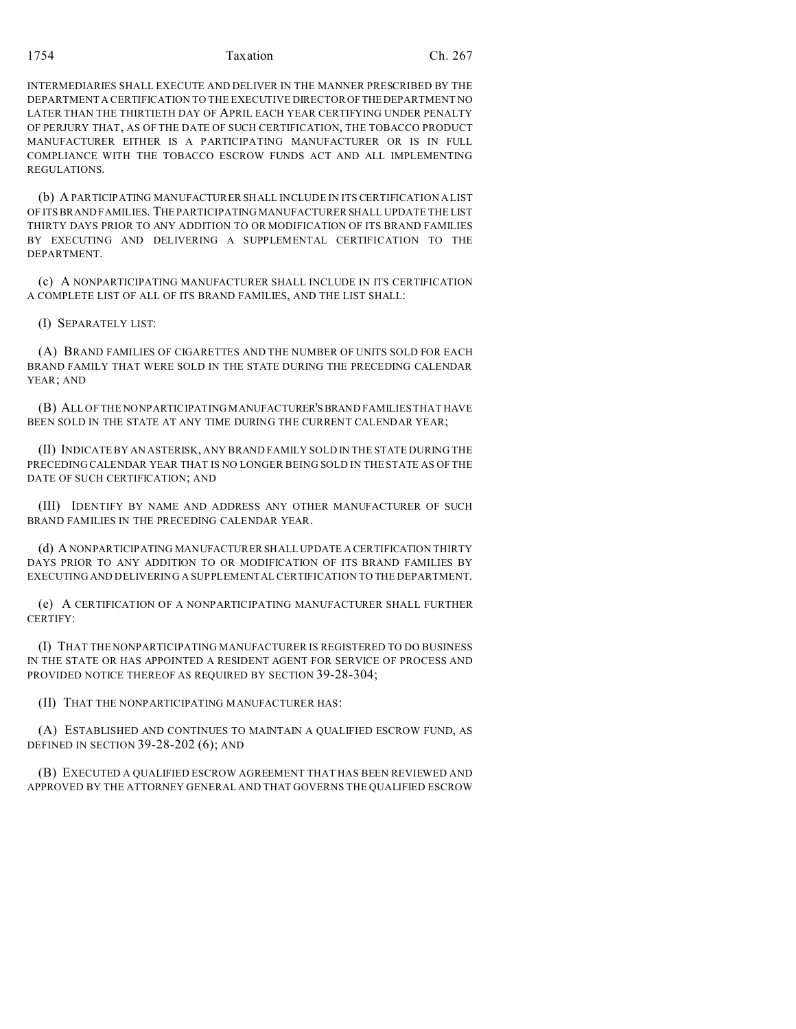INTERMEDIARIES SHALL EXECUTE AND DELIVER IN THE MANNER PRESCRIBED BY THE DEPARTMENT A CERTIFICATION TO THE EXECUTIVE DIRECTOR OF THE DEPARTMENT NO LATER THAN THE THIRTIETH DAY OF APRIL EACH YEAR CERTIFYING UNDER PENALTY OF PERJURY THAT, AS OF THE DATE OF SUCH CERTIFICATION, THE TOBACCO PRODUCT MANUFACTURER EITHER IS A PARTICIPATING MANUFACTURER OR IS IN FULL COMPLIANCE WITH THE TOBACCO ESCROW FUNDS ACT AND ALL IMPLEMENTING REGULATIONS.

(b) A PARTICIPATING MANUFACTURER SHALL INCLUDE IN ITS CERTIFICATION A LIST OF ITS BRAND FAMILIES. THE PARTICIPATING MANUFACTURER SHALL UPDATE THE LIST THIRTY DAYS PRIOR TO ANY ADDITION TO OR MODIFICATION OF ITS BRAND FAMILIES BY EXECUTING AND DELIVERING A SUPPLEMENTAL CERTIFICATION TO THE DEPARTMENT.

(c) A NONPARTICIPATING MANUFACTURER SHALL INCLUDE IN ITS CERTIFICATION A COMPLETE LIST OF ALL OF ITS BRAND FAMILIES, AND THE LIST SHALL:

(I) SEPARATELY LIST:

(A) BRAND FAMILIES OF CIGARETTES AND THE NUMBER OF UNITS SOLD FOR EACH BRAND FAMILY THAT WERE SOLD IN THE STATE DURING THE PRECEDING CALENDAR YEAR; AND

(B) ALL OF THE NONPARTICIPATING MANUFACTURER'S BRAND FAMILIES THAT HAVE BEEN SOLD IN THE STATE AT ANY TIME DURING THE CURRENT CALENDAR YEAR;

(II) INDICATE BY AN ASTERISK, ANY BRAND FAMILY SOLD IN THE STATE DURING THE PRECEDING CALENDAR YEAR THAT IS NO LONGER BEING SOLD IN THE STATE AS OF THE DATE OF SUCH CERTIFICATION; AND

(III) IDENTIFY BY NAME AND ADDRESS ANY OTHER MANUFACTURER OF SUCH BRAND FAMILIES IN THE PRECEDING CALENDAR YEAR.

(d) A NONPARTICIPATING MANUFACTURER SHALL UPDATE A CERTIFICATION THIRTY DAYS PRIOR TO ANY ADDITION TO OR MODIFICATION OF ITS BRAND FAMILIES BY EXECUTING AND DELIVERING A SUPPLEMENTAL CERTIFICATION TO THE DEPARTMENT.

(e) A CERTIFICATION OF A NONPARTICIPATING MANUFACTURER SHALL FURTHER CERTIFY:

(I) THAT THE NONPARTICIPATING MANUFACTURER IS REGISTERED TO DO BUSINESS IN THE STATE OR HAS APPOINTED A RESIDENT AGENT FOR SERVICE OF PROCESS AND PROVIDED NOTICE THEREOF AS REQUIRED BY SECTION 39-28-304;

(II) THAT THE NONPARTICIPATING MANUFACTURER HAS:

(A) ESTABLISHED AND CONTINUES TO MAINTAIN A QUALIFIED ESCROW FUND, AS DEFINED IN SECTION 39-28-202 (6); AND

(B) EXECUTED A QUALIFIED ESCROW AGREEMENT THAT HAS BEEN REVIEWED AND APPROVED BY THE ATTORNEY GENERAL AND THAT GOVERNS THE QUALIFIED ESCROW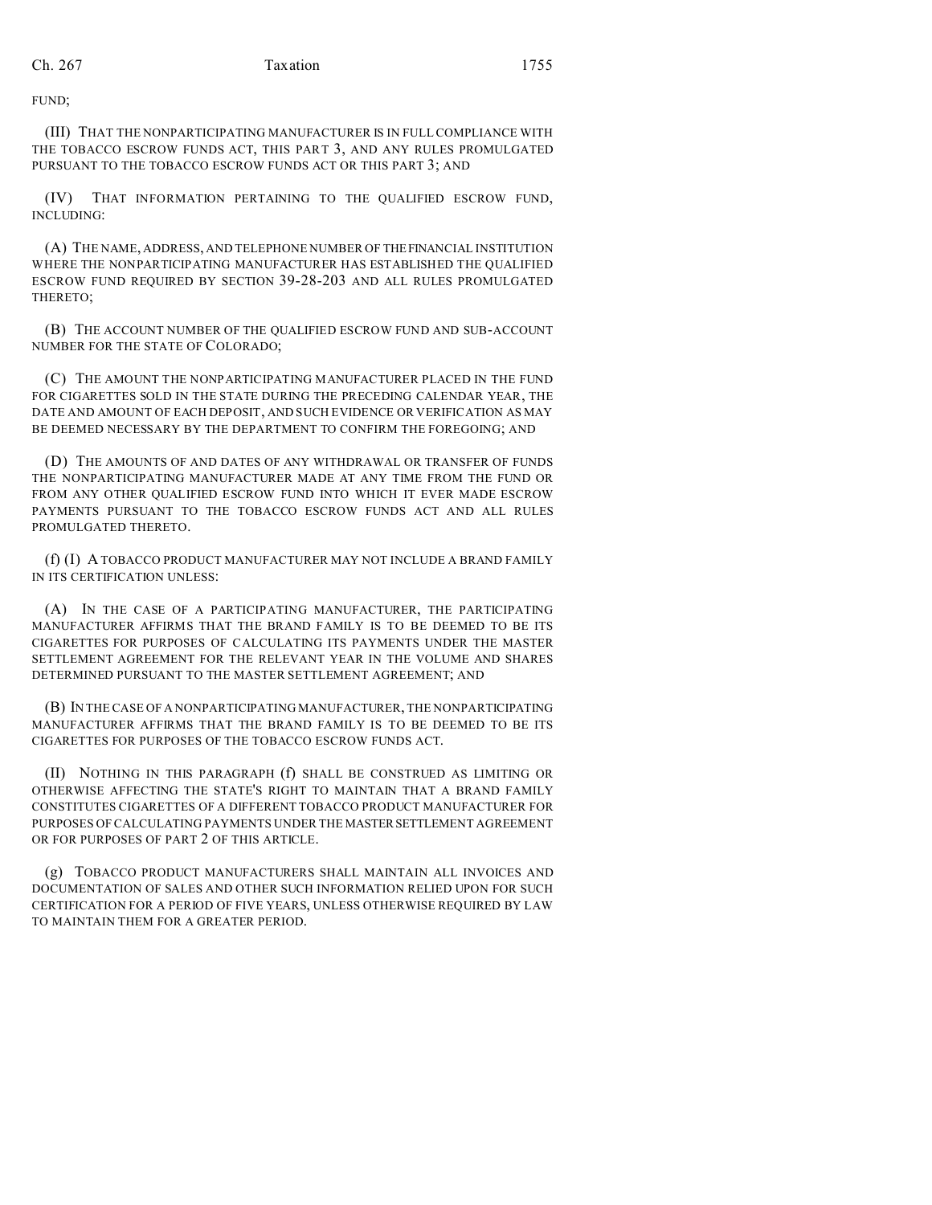FUND;

(III) THAT THE NONPARTICIPATING MANUFACTURER IS IN FULL COMPLIANCE WITH THE TOBACCO ESCROW FUNDS ACT, THIS PART 3, AND ANY RULES PROMULGATED PURSUANT TO THE TOBACCO ESCROW FUNDS ACT OR THIS PART 3; AND

(IV) THAT INFORMATION PERTAINING TO THE QUALIFIED ESCROW FUND, INCLUDING:

(A) THE NAME, ADDRESS, AND TELEPHONE NUMBER OF THE FINANCIAL INSTITUTION WHERE THE NONPARTICIPATING MANUFACTURER HAS ESTABLISHED THE QUALIFIED ESCROW FUND REQUIRED BY SECTION 39-28-203 AND ALL RULES PROMULGATED THERETO;

(B) THE ACCOUNT NUMBER OF THE QUALIFIED ESCROW FUND AND SUB-ACCOUNT NUMBER FOR THE STATE OF COLORADO;

(C) THE AMOUNT THE NONPARTICIPATING MANUFACTURER PLACED IN THE FUND FOR CIGARETTES SOLD IN THE STATE DURING THE PRECEDING CALENDAR YEAR, THE DATE AND AMOUNT OF EACH DEPOSIT, AND SUCH EVIDENCE OR VERIFICATION AS MAY BE DEEMED NECESSARY BY THE DEPARTMENT TO CONFIRM THE FOREGOING; AND

(D) THE AMOUNTS OF AND DATES OF ANY WITHDRAWAL OR TRANSFER OF FUNDS THE NONPARTICIPATING MANUFACTURER MADE AT ANY TIME FROM THE FUND OR FROM ANY OTHER QUALIFIED ESCROW FUND INTO WHICH IT EVER MADE ESCROW PAYMENTS PURSUANT TO THE TOBACCO ESCROW FUNDS ACT AND ALL RULES PROMULGATED THERETO.

(f) (I) A TOBACCO PRODUCT MANUFACTURER MAY NOT INCLUDE A BRAND FAMILY IN ITS CERTIFICATION UNLESS:

(A) IN THE CASE OF A PARTICIPATING MANUFACTURER, THE PARTICIPATING MANUFACTURER AFFIRMS THAT THE BRAND FAMILY IS TO BE DEEMED TO BE ITS CIGARETTES FOR PURPOSES OF CALCULATING ITS PAYMENTS UNDER THE MASTER SETTLEMENT AGREEMENT FOR THE RELEVANT YEAR IN THE VOLUME AND SHARES DETERMINED PURSUANT TO THE MASTER SETTLEMENT AGREEMENT; AND

(B) IN THE CASE OF A NONPARTICIPATING MANUFACTURER, THE NONPARTICIPATING MANUFACTURER AFFIRMS THAT THE BRAND FAMILY IS TO BE DEEMED TO BE ITS CIGARETTES FOR PURPOSES OF THE TOBACCO ESCROW FUNDS ACT.

(II) NOTHING IN THIS PARAGRAPH (f) SHALL BE CONSTRUED AS LIMITING OR OTHERWISE AFFECTING THE STATE'S RIGHT TO MAINTAIN THAT A BRAND FAMILY CONSTITUTES CIGARETTES OF A DIFFERENT TOBACCO PRODUCT MANUFACTURER FOR PURPOSES OF CALCULATING PAYMENTS UNDER THE MASTER SETTLEMENT AGREEMENT OR FOR PURPOSES OF PART 2 OF THIS ARTICLE.

(g) TOBACCO PRODUCT MANUFACTURERS SHALL MAINTAIN ALL INVOICES AND DOCUMENTATION OF SALES AND OTHER SUCH INFORMATION RELIED UPON FOR SUCH CERTIFICATION FOR A PERIOD OF FIVE YEARS, UNLESS OTHERWISE REQUIRED BY LAW TO MAINTAIN THEM FOR A GREATER PERIOD.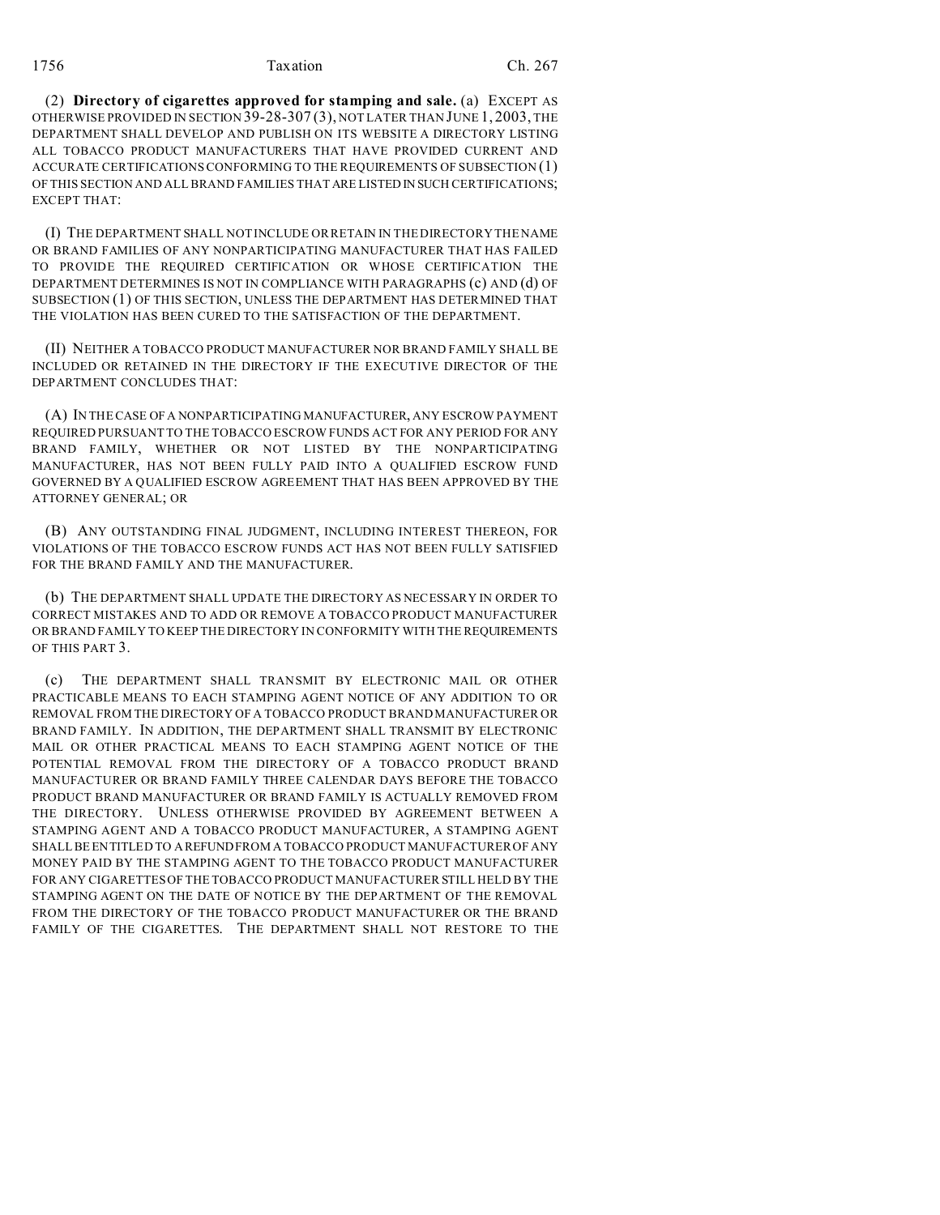(2) **Directory of cigarettes approved for stamping and sale.** (a) EXCEPT AS OTHERWISE PROVIDED IN SECTION 39-28-307 (3), NOT LATER THAN JUNE 1, 2003, THE DEPARTMENT SHALL DEVELOP AND PUBLISH ON ITS WEBSITE A DIRECTORY LISTING ALL TOBACCO PRODUCT MANUFACTURERS THAT HAVE PROVIDED CURRENT AND ACCURATE CERTIFICATIONS CONFORMING TO THE REQUIREMENTS OF SUBSECTION (1) OF THIS SECTION AND ALL BRAND FAMILIES THAT ARE LISTED IN SUCH CERTIFICATIONS; EXCEPT THAT:

(I) THE DEPARTMENT SHALL NOT INCLUDE OR RETAIN IN THE DIRECTORY THE NAME OR BRAND FAMILIES OF ANY NONPARTICIPATING MANUFACTURER THAT HAS FAILED TO PROVIDE THE REQUIRED CERTIFICATION OR WHOSE CERTIFICATION THE DEPARTMENT DETERMINES IS NOT IN COMPLIANCE WITH PARAGRAPHS (c) AND (d) OF SUBSECTION (1) OF THIS SECTION, UNLESS THE DEPARTMENT HAS DETERMINED THAT THE VIOLATION HAS BEEN CURED TO THE SATISFACTION OF THE DEPARTMENT.

(II) NEITHER A TOBACCO PRODUCT MANUFACTURER NOR BRAND FAMILY SHALL BE INCLUDED OR RETAINED IN THE DIRECTORY IF THE EXECUTIVE DIRECTOR OF THE DEPARTMENT CONCLUDES THAT:

(A) IN THE CASE OF A NONPARTICIPATING MANUFACTURER, ANY ESCROW PAYMENT REQUIRED PURSUANT TO THE TOBACCO ESCROW FUNDS ACT FOR ANY PERIOD FOR ANY BRAND FAMILY, WHETHER OR NOT LISTED BY THE NONPARTICIPATING MANUFACTURER, HAS NOT BEEN FULLY PAID INTO A QUALIFIED ESCROW FUND GOVERNED BY A QUALIFIED ESCROW AGREEMENT THAT HAS BEEN APPROVED BY THE ATTORNEY GENERAL; OR

(B) ANY OUTSTANDING FINAL JUDGMENT, INCLUDING INTEREST THEREON, FOR VIOLATIONS OF THE TOBACCO ESCROW FUNDS ACT HAS NOT BEEN FULLY SATISFIED FOR THE BRAND FAMILY AND THE MANUFACTURER.

(b) THE DEPARTMENT SHALL UPDATE THE DIRECTORY AS NECESSARY IN ORDER TO CORRECT MISTAKES AND TO ADD OR REMOVE A TOBACCO PRODUCT MANUFACTURER OR BRAND FAMILY TO KEEP THE DIRECTORY IN CONFORMITY WITH THE REQUIREMENTS OF THIS PART 3.

(c) THE DEPARTMENT SHALL TRANSMIT BY ELECTRONIC MAIL OR OTHER PRACTICABLE MEANS TO EACH STAMPING AGENT NOTICE OF ANY ADDITION TO OR REMOVAL FROM THE DIRECTORY OF A TOBACCO PRODUCT BRAND MANUFACTURER OR BRAND FAMILY. IN ADDITION, THE DEPARTMENT SHALL TRANSMIT BY ELECTRONIC MAIL OR OTHER PRACTICAL MEANS TO EACH STAMPING AGENT NOTICE OF THE POTENTIAL REMOVAL FROM THE DIRECTORY OF A TOBACCO PRODUCT BRAND MANUFACTURER OR BRAND FAMILY THREE CALENDAR DAYS BEFORE THE TOBACCO PRODUCT BRAND MANUFACTURER OR BRAND FAMILY IS ACTUALLY REMOVED FROM THE DIRECTORY. UNLESS OTHERWISE PROVIDED BY AGREEMENT BETWEEN A STAMPING AGENT AND A TOBACCO PRODUCT MANUFACTURER, A STAMPING AGENT SHALL BE ENTITLED TO A REFUND FROM A TOBACCO PRODUCT MANUFACTURER OF ANY MONEY PAID BY THE STAMPING AGENT TO THE TOBACCO PRODUCT MANUFACTURER FOR ANY CIGARETTES OF THE TOBACCO PRODUCT MANUFACTURER STILL HELD BY THE STAMPING AGENT ON THE DATE OF NOTICE BY THE DEPARTMENT OF THE REMOVAL FROM THE DIRECTORY OF THE TOBACCO PRODUCT MANUFACTURER OR THE BRAND FAMILY OF THE CIGARETTES. THE DEPARTMENT SHALL NOT RESTORE TO THE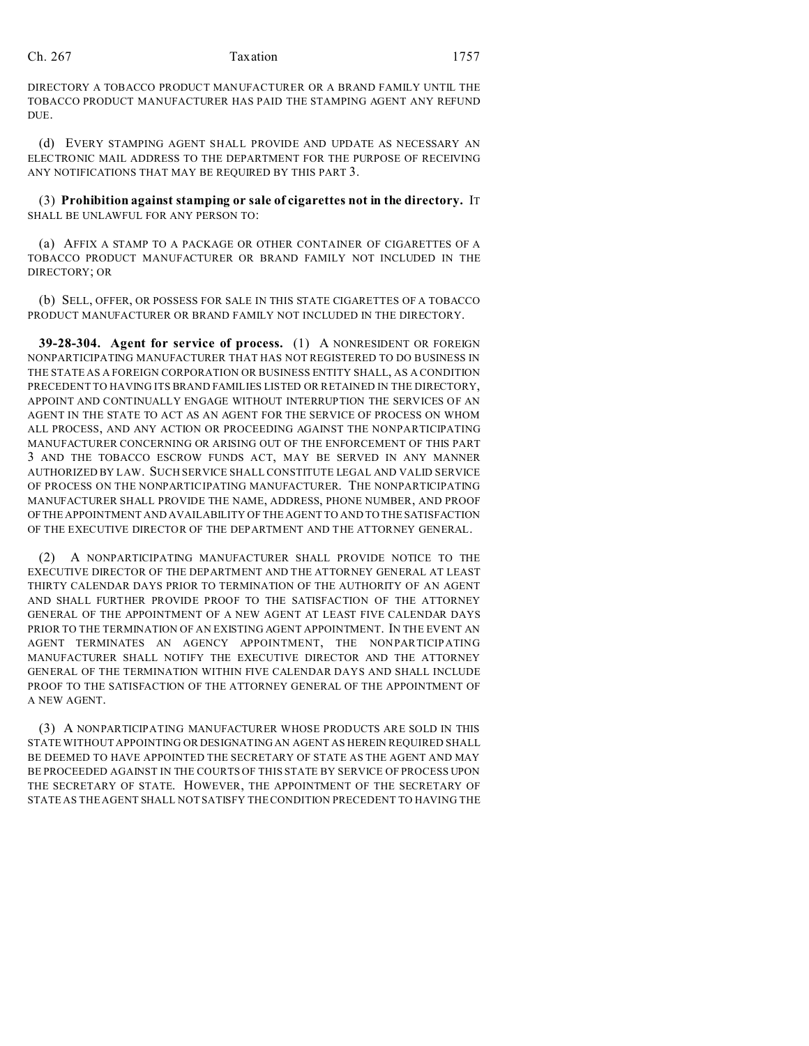DIRECTORY A TOBACCO PRODUCT MANUFACTURER OR A BRAND FAMILY UNTIL THE TOBACCO PRODUCT MANUFACTURER HAS PAID THE STAMPING AGENT ANY REFUND DUE.

(d) EVERY STAMPING AGENT SHALL PROVIDE AND UPDATE AS NECESSARY AN ELECTRONIC MAIL ADDRESS TO THE DEPARTMENT FOR THE PURPOSE OF RECEIVING ANY NOTIFICATIONS THAT MAY BE REQUIRED BY THIS PART 3.

(3) **Prohibition against stamping or sale of cigarettes not in the directory.** IT SHALL BE UNLAWFUL FOR ANY PERSON TO:

(a) AFFIX A STAMP TO A PACKAGE OR OTHER CONTAINER OF CIGARETTES OF A TOBACCO PRODUCT MANUFACTURER OR BRAND FAMILY NOT INCLUDED IN THE DIRECTORY; OR

(b) SELL, OFFER, OR POSSESS FOR SALE IN THIS STATE CIGARETTES OF A TOBACCO PRODUCT MANUFACTURER OR BRAND FAMILY NOT INCLUDED IN THE DIRECTORY.

**39-28-304. Agent for service of process.** (1) A NONRESIDENT OR FOREIGN NONPARTICIPATING MANUFACTURER THAT HAS NOT REGISTERED TO DO BUSINESS IN THE STATE AS A FOREIGN CORPORATION OR BUSINESS ENTITY SHALL, AS A CONDITION PRECEDENT TO HAVING ITS BRAND FAMILIES LISTED OR RETAINED IN THE DIRECTORY, APPOINT AND CONTINUALLY ENGAGE WITHOUT INTERRUPTION THE SERVICES OF AN AGENT IN THE STATE TO ACT AS AN AGENT FOR THE SERVICE OF PROCESS ON WHOM ALL PROCESS, AND ANY ACTION OR PROCEEDING AGAINST THE NONPARTICIPATING MANUFACTURER CONCERNING OR ARISING OUT OF THE ENFORCEMENT OF THIS PART 3 AND THE TOBACCO ESCROW FUNDS ACT, MAY BE SERVED IN ANY MANNER AUTHORIZED BY LAW. SUCH SERVICE SHALL CONSTITUTE LEGAL AND VALID SERVICE OF PROCESS ON THE NONPARTICIPATING MANUFACTURER. THE NONPARTICIPATING MANUFACTURER SHALL PROVIDE THE NAME, ADDRESS, PHONE NUMBER, AND PROOF OF THE APPOINTMENT AND AVAILABILITY OF THE AGENT TO AND TO THE SATISFACTION OF THE EXECUTIVE DIRECTOR OF THE DEPARTMENT AND THE ATTORNEY GENERAL.

(2) A NONPARTICIPATING MANUFACTURER SHALL PROVIDE NOTICE TO THE EXECUTIVE DIRECTOR OF THE DEPARTMENT AND THE ATTORNEY GENERAL AT LEAST THIRTY CALENDAR DAYS PRIOR TO TERMINATION OF THE AUTHORITY OF AN AGENT AND SHALL FURTHER PROVIDE PROOF TO THE SATISFACTION OF THE ATTORNEY GENERAL OF THE APPOINTMENT OF A NEW AGENT AT LEAST FIVE CALENDAR DAYS PRIOR TO THE TERMINATION OF AN EXISTING AGENT APPOINTMENT. IN THE EVENT AN AGENT TERMINATES AN AGENCY APPOINTMENT, THE NONPARTICIPATING MANUFACTURER SHALL NOTIFY THE EXECUTIVE DIRECTOR AND THE ATTORNEY GENERAL OF THE TERMINATION WITHIN FIVE CALENDAR DAYS AND SHALL INCLUDE PROOF TO THE SATISFACTION OF THE ATTORNEY GENERAL OF THE APPOINTMENT OF A NEW AGENT.

(3) A NONPARTICIPATING MANUFACTURER WHOSE PRODUCTS ARE SOLD IN THIS STATE WITHOUT APPOINTING OR DESIGNATING AN AGENT AS HEREIN REQUIRED SHALL BE DEEMED TO HAVE APPOINTED THE SECRETARY OF STATE AS THE AGENT AND MAY BE PROCEEDED AGAINST IN THE COURTS OF THIS STATE BY SERVICE OF PROCESS UPON THE SECRETARY OF STATE. HOWEVER, THE APPOINTMENT OF THE SECRETARY OF STATE AS THE AGENT SHALL NOT SATISFY THE CONDITION PRECEDENT TO HAVING THE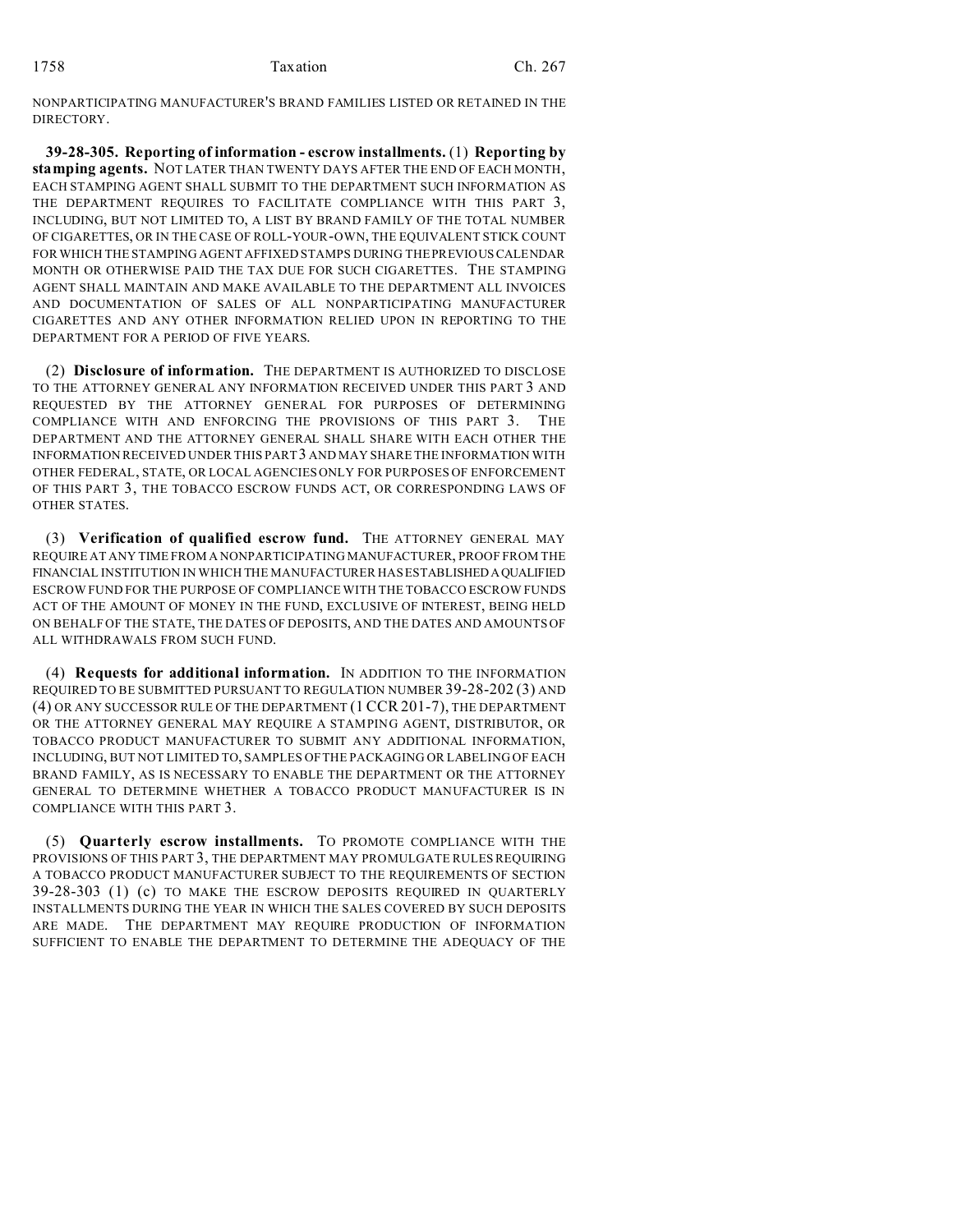NONPARTICIPATING MANUFACTURER'S BRAND FAMILIES LISTED OR RETAINED IN THE DIRECTORY.

**39-28-305. Reporting of information - escrow installments.** (1) **Reporting by stamping agents.** NOT LATER THAN TWENTY DAYS AFTER THE END OF EACH MONTH, EACH STAMPING AGENT SHALL SUBMIT TO THE DEPARTMENT SUCH INFORMATION AS THE DEPARTMENT REQUIRES TO FACILITATE COMPLIANCE WITH THIS PART 3, INCLUDING, BUT NOT LIMITED TO, A LIST BY BRAND FAMILY OF THE TOTAL NUMBER OF CIGARETTES, OR IN THE CASE OF ROLL-YOUR-OWN, THE EQUIVALENT STICK COUNT FOR WHICH THE STAMPING AGENT AFFIXED STAMPS DURING THE PREVIOUS CALENDAR MONTH OR OTHERWISE PAID THE TAX DUE FOR SUCH CIGARETTES. THE STAMPING AGENT SHALL MAINTAIN AND MAKE AVAILABLE TO THE DEPARTMENT ALL INVOICES AND DOCUMENTATION OF SALES OF ALL NONPARTICIPATING MANUFACTURER CIGARETTES AND ANY OTHER INFORMATION RELIED UPON IN REPORTING TO THE DEPARTMENT FOR A PERIOD OF FIVE YEARS.

(2) **Disclosure of information.** THE DEPARTMENT IS AUTHORIZED TO DISCLOSE TO THE ATTORNEY GENERAL ANY INFORMATION RECEIVED UNDER THIS PART 3 AND REQUESTED BY THE ATTORNEY GENERAL FOR PURPOSES OF DETERMINING COMPLIANCE WITH AND ENFORCING THE PROVISIONS OF THIS PART 3. THE DEPARTMENT AND THE ATTORNEY GENERAL SHALL SHARE WITH EACH OTHER THE INFORMATION RECEIVED UNDER THIS PART 3 AND MAY SHARE THE INFORMATION WITH OTHER FEDERAL, STATE, OR LOCAL AGENCIES ONLY FOR PURPOSES OF ENFORCEMENT OF THIS PART 3, THE TOBACCO ESCROW FUNDS ACT, OR CORRESPONDING LAWS OF OTHER STATES.

(3) **Verification of qualified escrow fund.** THE ATTORNEY GENERAL MAY REQUIRE AT ANY TIME FROM A NONPARTICIPATING MANUFACTURER, PROOF FROM THE FINANCIAL INSTITUTION IN WHICH THE MANUFACTURER HAS ESTABLISHED A QUALIFIED ESCROW FUND FOR THE PURPOSE OF COMPLIANCE WITH THE TOBACCO ESCROW FUNDS ACT OF THE AMOUNT OF MONEY IN THE FUND, EXCLUSIVE OF INTEREST, BEING HELD ON BEHALF OF THE STATE, THE DATES OF DEPOSITS, AND THE DATES AND AMOUNTS OF ALL WITHDRAWALS FROM SUCH FUND.

(4) **Requests for additional information.** IN ADDITION TO THE INFORMATION REQUIRED TO BE SUBMITTED PURSUANT TO REGULATION NUMBER 39-28-202 (3) AND (4) OR ANY SUCCESSOR RULE OF THE DEPARTMENT (1 CCR 201-7), THE DEPARTMENT OR THE ATTORNEY GENERAL MAY REQUIRE A STAMPING AGENT, DISTRIBUTOR, OR TOBACCO PRODUCT MANUFACTURER TO SUBMIT ANY ADDITIONAL INFORMATION, INCLUDING, BUT NOT LIMITED TO, SAMPLES OF THE PACKAGING OR LABELING OF EACH BRAND FAMILY, AS IS NECESSARY TO ENABLE THE DEPARTMENT OR THE ATTORNEY GENERAL TO DETERMINE WHETHER A TOBACCO PRODUCT MANUFACTURER IS IN COMPLIANCE WITH THIS PART 3.

(5) **Quarterly escrow installments.** TO PROMOTE COMPLIANCE WITH THE PROVISIONS OF THIS PART 3, THE DEPARTMENT MAY PROMULGATE RULES REQUIRING A TOBACCO PRODUCT MANUFACTURER SUBJECT TO THE REQUIREMENTS OF SECTION 39-28-303 (1) (c) TO MAKE THE ESCROW DEPOSITS REQUIRED IN QUARTERLY INSTALLMENTS DURING THE YEAR IN WHICH THE SALES COVERED BY SUCH DEPOSITS ARE MADE. THE DEPARTMENT MAY REQUIRE PRODUCTION OF INFORMATION SUFFICIENT TO ENABLE THE DEPARTMENT TO DETERMINE THE ADEQUACY OF THE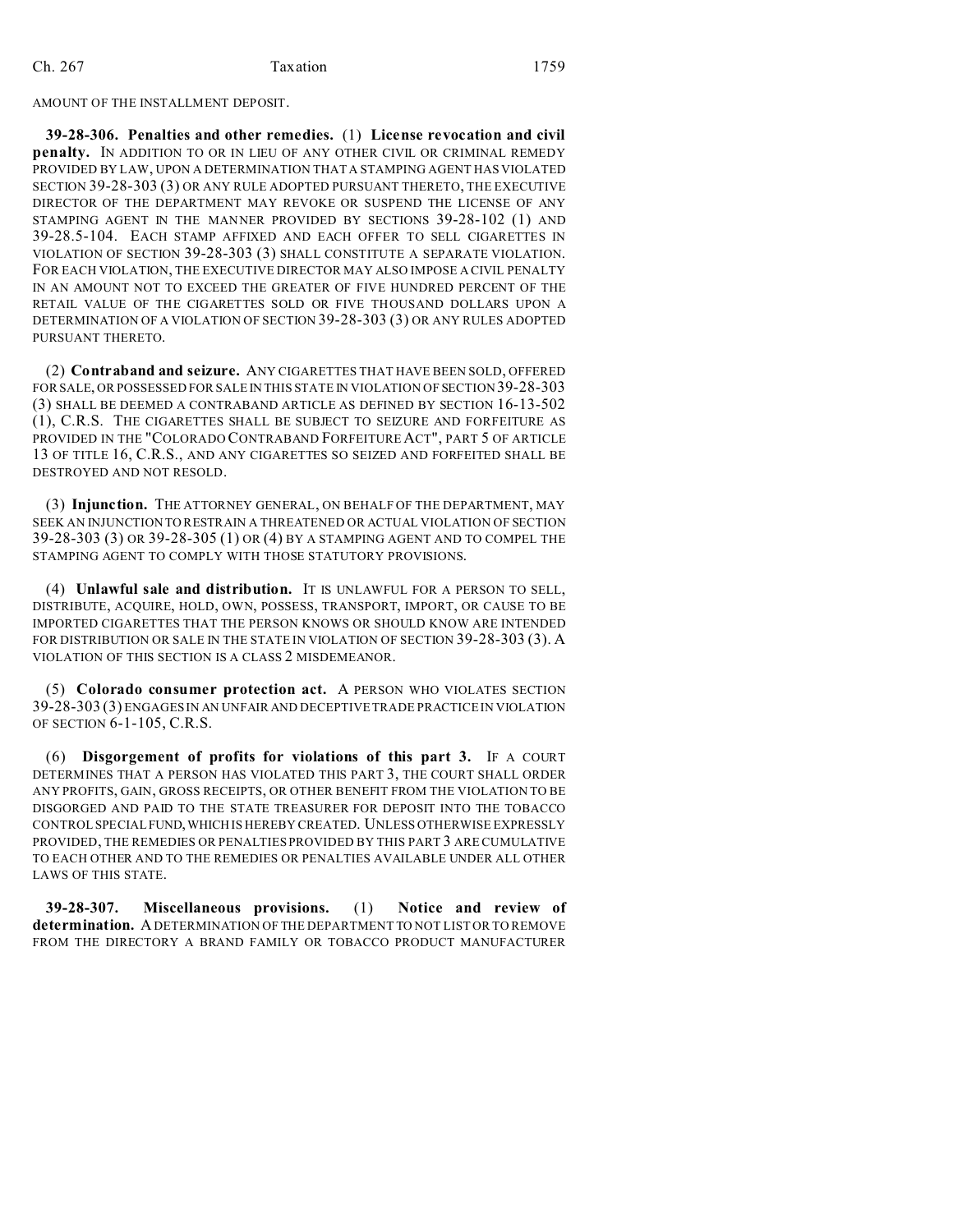AMOUNT OF THE INSTALLMENT DEPOSIT.

**39-28-306. Penalties and other remedies.** (1) **License revocation and civil penalty.** IN ADDITION TO OR IN LIEU OF ANY OTHER CIVIL OR CRIMINAL REMEDY PROVIDED BY LAW, UPON A DETERMINATION THAT A STAMPING AGENT HAS VIOLATED SECTION 39-28-303 (3) OR ANY RULE ADOPTED PURSUANT THERETO, THE EXECUTIVE DIRECTOR OF THE DEPARTMENT MAY REVOKE OR SUSPEND THE LICENSE OF ANY STAMPING AGENT IN THE MANNER PROVIDED BY SECTIONS 39-28-102 (1) AND 39-28.5-104. EACH STAMP AFFIXED AND EACH OFFER TO SELL CIGARETTES IN VIOLATION OF SECTION 39-28-303 (3) SHALL CONSTITUTE A SEPARATE VIOLATION. FOR EACH VIOLATION, THE EXECUTIVE DIRECTOR MAY ALSO IMPOSE A CIVIL PENALTY IN AN AMOUNT NOT TO EXCEED THE GREATER OF FIVE HUNDRED PERCENT OF THE RETAIL VALUE OF THE CIGARETTES SOLD OR FIVE THOUSAND DOLLARS UPON A DETERMINATION OF A VIOLATION OF SECTION 39-28-303 (3) OR ANY RULES ADOPTED PURSUANT THERETO.

(2) **Contraband and seizure.** ANY CIGARETTES THAT HAVE BEEN SOLD, OFFERED FOR SALE, OR POSSESSED FOR SALE IN THIS STATE IN VIOLATION OF SECTION 39-28-303 (3) SHALL BE DEEMED A CONTRABAND ARTICLE AS DEFINED BY SECTION 16-13-502 (1), C.R.S. THE CIGARETTES SHALL BE SUBJECT TO SEIZURE AND FORFEITURE AS PROVIDED IN THE "COLORADO CONTRABAND FORFEITURE ACT", PART 5 OF ARTICLE 13 OF TITLE 16, C.R.S., AND ANY CIGARETTES SO SEIZED AND FORFEITED SHALL BE DESTROYED AND NOT RESOLD.

(3) **Injunction.** THE ATTORNEY GENERAL, ON BEHALF OF THE DEPARTMENT, MAY SEEK AN INJUNCTION TO RESTRAIN A THREATENED OR ACTUAL VIOLATION OF SECTION 39-28-303 (3) OR 39-28-305 (1) OR (4) BY A STAMPING AGENT AND TO COMPEL THE STAMPING AGENT TO COMPLY WITH THOSE STATUTORY PROVISIONS.

(4) **Unlawful sale and distribution.** IT IS UNLAWFUL FOR A PERSON TO SELL, DISTRIBUTE, ACQUIRE, HOLD, OWN, POSSESS, TRANSPORT, IMPORT, OR CAUSE TO BE IMPORTED CIGARETTES THAT THE PERSON KNOWS OR SHOULD KNOW ARE INTENDED FOR DISTRIBUTION OR SALE IN THE STATE IN VIOLATION OF SECTION 39-28-303 (3). A VIOLATION OF THIS SECTION IS A CLASS 2 MISDEMEANOR.

(5) **Colorado consumer protection act.** A PERSON WHO VIOLATES SECTION 39-28-303 (3) ENGAGES IN AN UNFAIR AND DECEPTIVE TRADE PRACTICE IN VIOLATION OF SECTION 6-1-105, C.R.S.

(6) **Disgorgement of profits for violations of this part 3.** IF A COURT DETERMINES THAT A PERSON HAS VIOLATED THIS PART 3, THE COURT SHALL ORDER ANY PROFITS, GAIN, GROSS RECEIPTS, OR OTHER BENEFIT FROM THE VIOLATION TO BE DISGORGED AND PAID TO THE STATE TREASURER FOR DEPOSIT INTO THE TOBACCO CONTROL SPECIAL FUND, WHICH IS HEREBY CREATED. UNLESS OTHERWISE EXPRESSLY PROVIDED, THE REMEDIES OR PENALTIES PROVIDED BY THIS PART 3 ARE CUMULATIVE TO EACH OTHER AND TO THE REMEDIES OR PENALTIES AVAILABLE UNDER ALL OTHER LAWS OF THIS STATE.

**39-28-307. Miscellaneous provisions.** (1) **Notice and review of determination.** A DETERMINATION OF THE DEPARTMENT TO NOT LIST OR TO REMOVE FROM THE DIRECTORY A BRAND FAMILY OR TOBACCO PRODUCT MANUFACTURER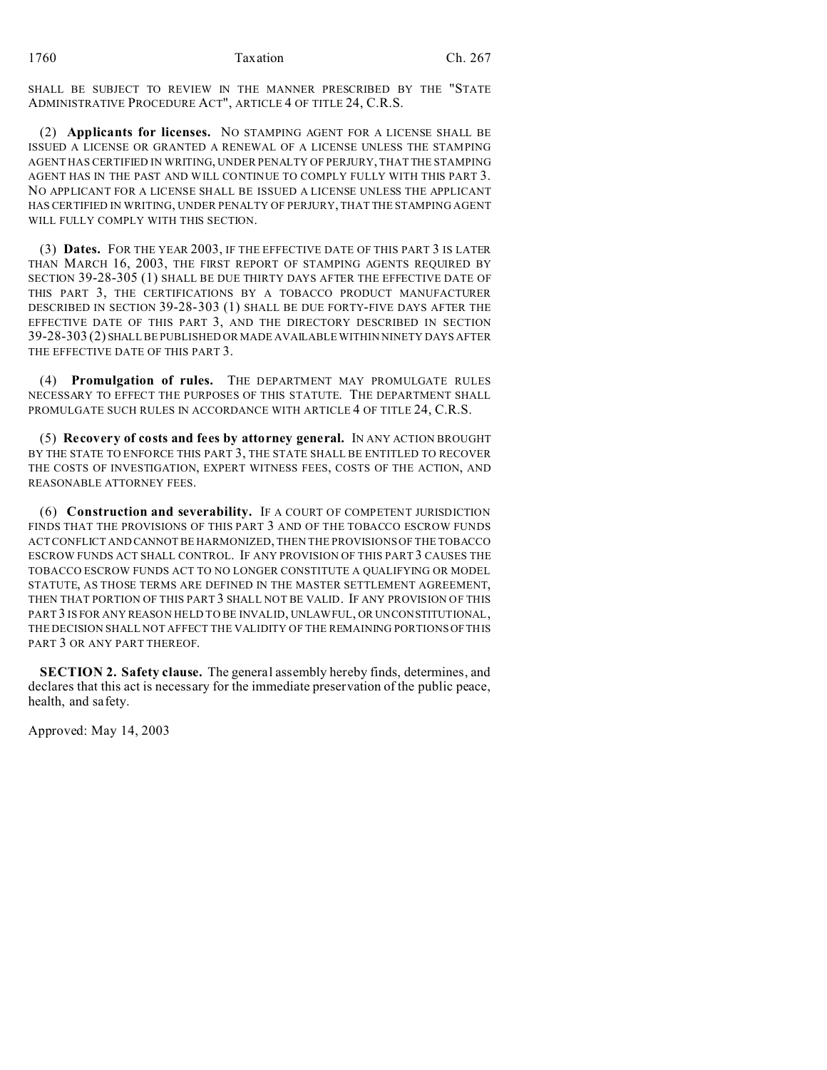SHALL BE SUBJECT TO REVIEW IN THE MANNER PRESCRIBED BY THE "STATE ADMINISTRATIVE PROCEDURE ACT", ARTICLE 4 OF TITLE 24, C.R.S.

(2) **Applicants for licenses.** NO STAMPING AGENT FOR A LICENSE SHALL BE ISSUED A LICENSE OR GRANTED A RENEWAL OF A LICENSE UNLESS THE STAMPING AGENT HAS CERTIFIED IN WRITING, UNDER PENALTY OF PERJURY, THAT THE STAMPING AGENT HAS IN THE PAST AND WILL CONTINUE TO COMPLY FULLY WITH THIS PART 3. NO APPLICANT FOR A LICENSE SHALL BE ISSUED A LICENSE UNLESS THE APPLICANT HAS CERTIFIED IN WRITING, UNDER PENALTY OF PERJURY, THAT THE STAMPING AGENT WILL FULLY COMPLY WITH THIS SECTION.

(3) **Dates.** FOR THE YEAR 2003, IF THE EFFECTIVE DATE OF THIS PART 3 IS LATER THAN MARCH 16, 2003, THE FIRST REPORT OF STAMPING AGENTS REQUIRED BY SECTION 39-28-305 (1) SHALL BE DUE THIRTY DAYS AFTER THE EFFECTIVE DATE OF THIS PART 3, THE CERTIFICATIONS BY A TOBACCO PRODUCT MANUFACTURER DESCRIBED IN SECTION 39-28-303 (1) SHALL BE DUE FORTY-FIVE DAYS AFTER THE EFFECTIVE DATE OF THIS PART 3, AND THE DIRECTORY DESCRIBED IN SECTION 39-28-303 (2) SHALL BE PUBLISHED OR MADE AVAILABLE WITHIN NINETY DAYS AFTER THE EFFECTIVE DATE OF THIS PART 3.

(4) **Promulgation of rules.** THE DEPARTMENT MAY PROMULGATE RULES NECESSARY TO EFFECT THE PURPOSES OF THIS STATUTE. THE DEPARTMENT SHALL PROMULGATE SUCH RULES IN ACCORDANCE WITH ARTICLE 4 OF TITLE 24, C.R.S.

(5) **Recovery of costs and fees by attorney general.** IN ANY ACTION BROUGHT BY THE STATE TO ENFORCE THIS PART 3, THE STATE SHALL BE ENTITLED TO RECOVER THE COSTS OF INVESTIGATION, EXPERT WITNESS FEES, COSTS OF THE ACTION, AND REASONABLE ATTORNEY FEES.

(6) **Construction and severability.** IF A COURT OF COMPETENT JURISDICTION FINDS THAT THE PROVISIONS OF THIS PART 3 AND OF THE TOBACCO ESCROW FUNDS ACT CONFLICT AND CANNOT BE HARMONIZED, THEN THE PROVISIONS OF THE TOBACCO ESCROW FUNDS ACT SHALL CONTROL. IF ANY PROVISION OF THIS PART 3 CAUSES THE TOBACCO ESCROW FUNDS ACT TO NO LONGER CONSTITUTE A QUALIFYING OR MODEL STATUTE, AS THOSE TERMS ARE DEFINED IN THE MASTER SETTLEMENT AGREEMENT, THEN THAT PORTION OF THIS PART 3 SHALL NOT BE VALID. IF ANY PROVISION OF THIS PART 3 IS FOR ANY REASON HELD TO BE INVALID, UNLAWFUL, OR UNCONSTITUTIONAL, THE DECISION SHALL NOT AFFECT THE VALIDITY OF THE REMAINING PORTIONS OF THIS PART 3 OR ANY PART THEREOF.

**SECTION 2. Safety clause.** The general assembly hereby finds, determines, and declares that this act is necessary for the immediate preservation of the public peace, health, and safety.

Approved: May 14, 2003